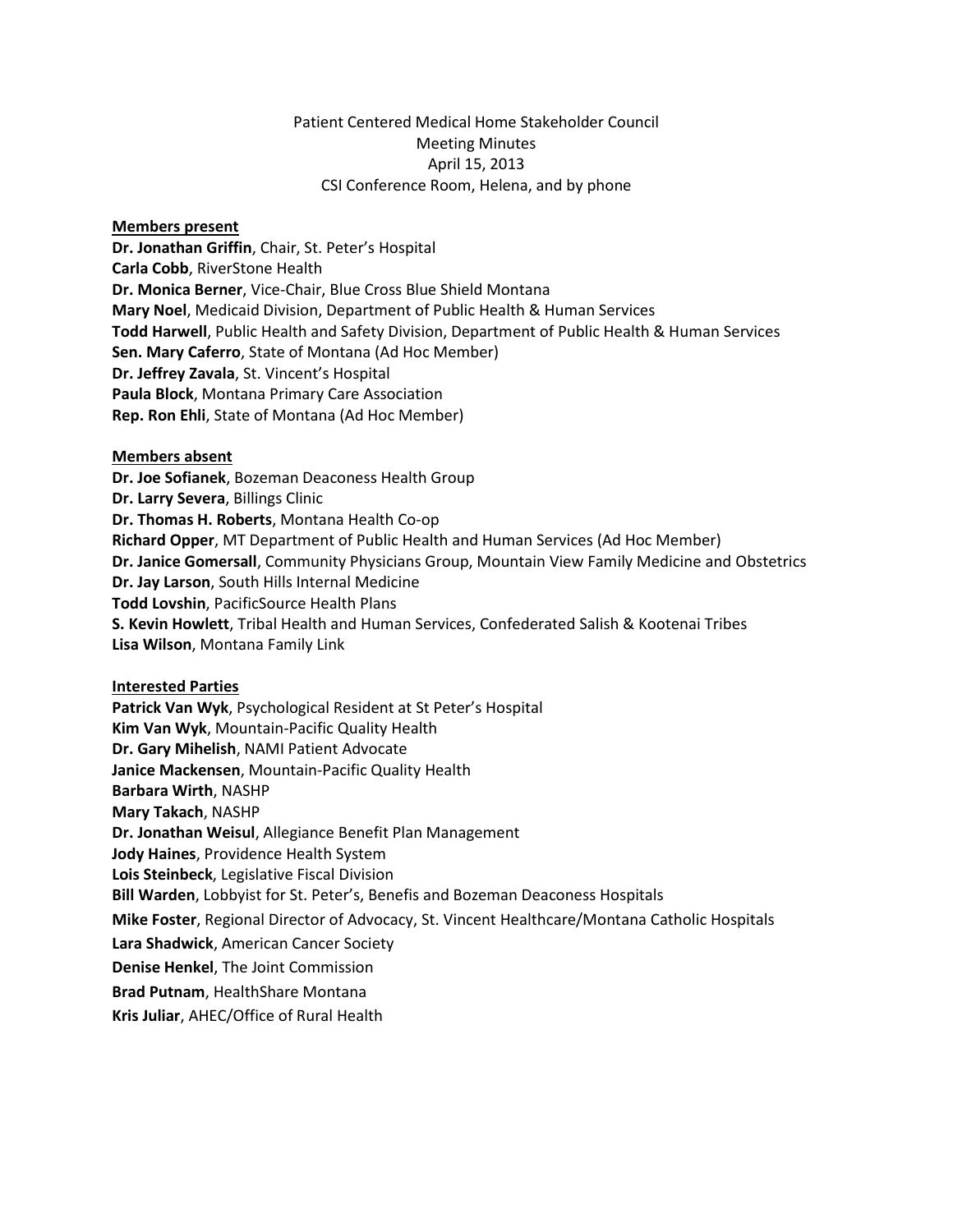Patient Centered Medical Home Stakeholder Council
Meeting Minutes
April 15, 2013
CSI Conference Room, Helena, and by phone

**Members present**

**Dr. Jonathan Griffin**, Chair, St. Peter's Hospital
**Carla Cobb**, RiverStone Health
**Dr. Monica Berner**, Vice-Chair, Blue Cross Blue Shield Montana
**Mary Noel**, Medicaid Division, Department of Public Health & Human Services
**Todd Harwell**, Public Health and Safety Division, Department of Public Health & Human Services
**Sen. Mary Caferro**, State of Montana (Ad Hoc Member)
**Dr. Jeffrey Zavala**, St. Vincent's Hospital
**Paula Block**, Montana Primary Care Association
**Rep. Ron Ehli**, State of Montana (Ad Hoc Member)

**Members absent**

**Dr. Joe Sofianek**, Bozeman Deaconess Health Group
**Dr. Larry Severa**, Billings Clinic
**Dr. Thomas H. Roberts**, Montana Health Co-op
**Richard Opper**, MT Department of Public Health and Human Services (Ad Hoc Member)
**Dr. Janice Gomersall**, Community Physicians Group, Mountain View Family Medicine and Obstetrics
**Dr. Jay Larson**, South Hills Internal Medicine
**Todd Lovshin**, PacificSource Health Plans
**S. Kevin Howlett**, Tribal Health and Human Services, Confederated Salish & Kootenai Tribes
**Lisa Wilson**, Montana Family Link

**Interested Parties**

**Patrick Van Wyk**, Psychological Resident at St Peter's Hospital
**Kim Van Wyk**, Mountain-Pacific Quality Health
**Dr. Gary Mihelish**, NAMI Patient Advocate
**Janice Mackensen**, Mountain-Pacific Quality Health
**Barbara Wirth**, NASHP
**Mary Takach**, NASHP
**Dr. Jonathan Weisul**, Allegiance Benefit Plan Management
**Jody Haines**, Providence Health System
**Lois Steinbeck**, Legislative Fiscal Division
**Bill Warden**, Lobbyist for St. Peter's, Benefis and Bozeman Deaconess Hospitals
**Mike Foster**, Regional Director of Advocacy, St. Vincent Healthcare/Montana Catholic Hospitals
**Lara Shadwick**, American Cancer Society
**Denise Henkel**, The Joint Commission
**Brad Putnam**, HealthShare Montana
**Kris Juliar**, AHEC/Office of Rural Health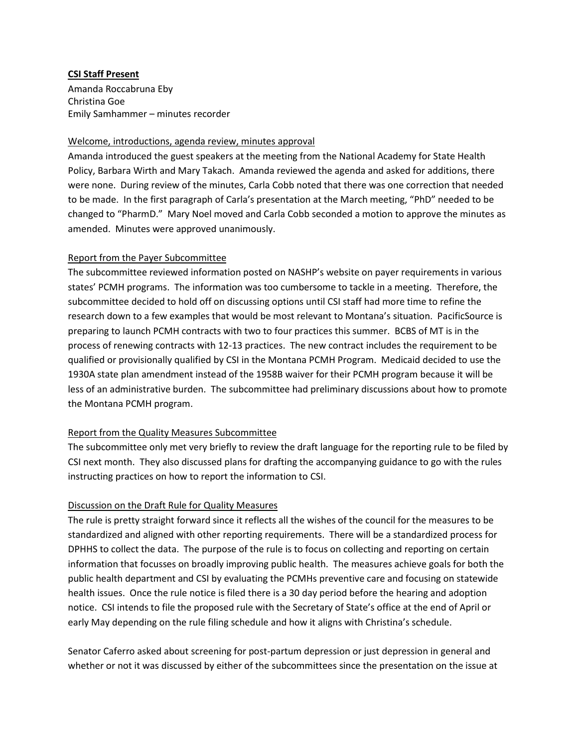**CSI Staff Present**

Amanda Roccabruna Eby
Christina Goe
Emily Samhammer – minutes recorder

Welcome, introductions, agenda review, minutes approval

Amanda introduced the guest speakers at the meeting from the National Academy for State Health Policy, Barbara Wirth and Mary Takach. Amanda reviewed the agenda and asked for additions, there were none. During review of the minutes, Carla Cobb noted that there was one correction that needed to be made. In the first paragraph of Carla's presentation at the March meeting, "PhD" needed to be changed to "PharmD." Mary Noel moved and Carla Cobb seconded a motion to approve the minutes as amended. Minutes were approved unanimously.

Report from the Payer Subcommittee

The subcommittee reviewed information posted on NASHP's website on payer requirements in various states' PCMH programs. The information was too cumbersome to tackle in a meeting. Therefore, the subcommittee decided to hold off on discussing options until CSI staff had more time to refine the research down to a few examples that would be most relevant to Montana's situation. PacificSource is preparing to launch PCMH contracts with two to four practices this summer. BCBS of MT is in the process of renewing contracts with 12-13 practices. The new contract includes the requirement to be qualified or provisionally qualified by CSI in the Montana PCMH Program. Medicaid decided to use the 1930A state plan amendment instead of the 1958B waiver for their PCMH program because it will be less of an administrative burden. The subcommittee had preliminary discussions about how to promote the Montana PCMH program.

Report from the Quality Measures Subcommittee

The subcommittee only met very briefly to review the draft language for the reporting rule to be filed by CSI next month. They also discussed plans for drafting the accompanying guidance to go with the rules instructing practices on how to report the information to CSI.

Discussion on the Draft Rule for Quality Measures

The rule is pretty straight forward since it reflects all the wishes of the council for the measures to be standardized and aligned with other reporting requirements. There will be a standardized process for DPHHS to collect the data. The purpose of the rule is to focus on collecting and reporting on certain information that focusses on broadly improving public health. The measures achieve goals for both the public health department and CSI by evaluating the PCMHs preventive care and focusing on statewide health issues. Once the rule notice is filed there is a 30 day period before the hearing and adoption notice. CSI intends to file the proposed rule with the Secretary of State's office at the end of April or early May depending on the rule filing schedule and how it aligns with Christina's schedule.

Senator Caferro asked about screening for post-partum depression or just depression in general and whether or not it was discussed by either of the subcommittees since the presentation on the issue at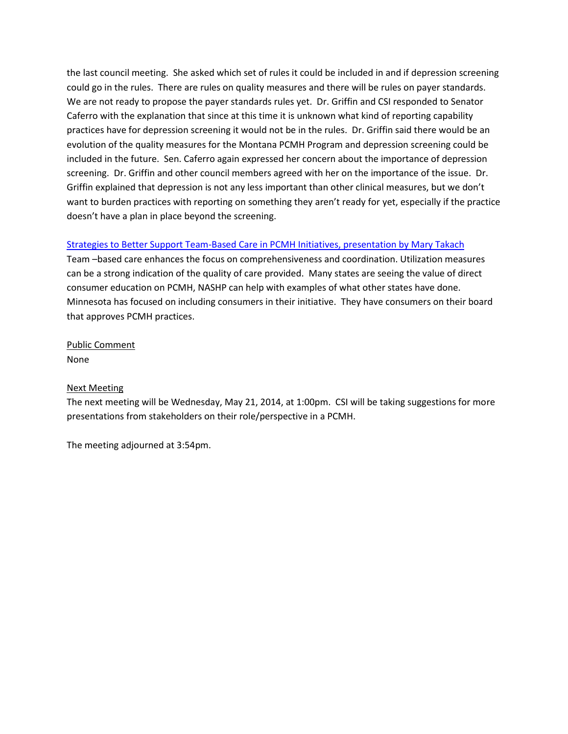the last council meeting. She asked which set of rules it could be included in and if depression screening could go in the rules. There are rules on quality measures and there will be rules on payer standards. We are not ready to propose the payer standards rules yet. Dr. Griffin and CSI responded to Senator Caferro with the explanation that since at this time it is unknown what kind of reporting capability practices have for depression screening it would not be in the rules. Dr. Griffin said there would be an evolution of the quality measures for the Montana PCMH Program and depression screening could be included in the future. Sen. Caferro again expressed her concern about the importance of depression screening. Dr. Griffin and other council members agreed with her on the importance of the issue. Dr. Griffin explained that depression is not any less important than other clinical measures, but we don't want to burden practices with reporting on something they aren't ready for yet, especially if the practice doesn't have a plan in place beyond the screening.

Strategies to Better Support Team-Based Care in PCMH Initiatives, presentation by Mary Takach

Team –based care enhances the focus on comprehensiveness and coordination. Utilization measures can be a strong indication of the quality of care provided. Many states are seeing the value of direct consumer education on PCMH, NASHP can help with examples of what other states have done. Minnesota has focused on including consumers in their initiative. They have consumers on their board that approves PCMH practices.

Public Comment

None

Next Meeting

The next meeting will be Wednesday, May 21, 2014, at 1:00pm. CSI will be taking suggestions for more presentations from stakeholders on their role/perspective in a PCMH.

The meeting adjourned at 3:54pm.